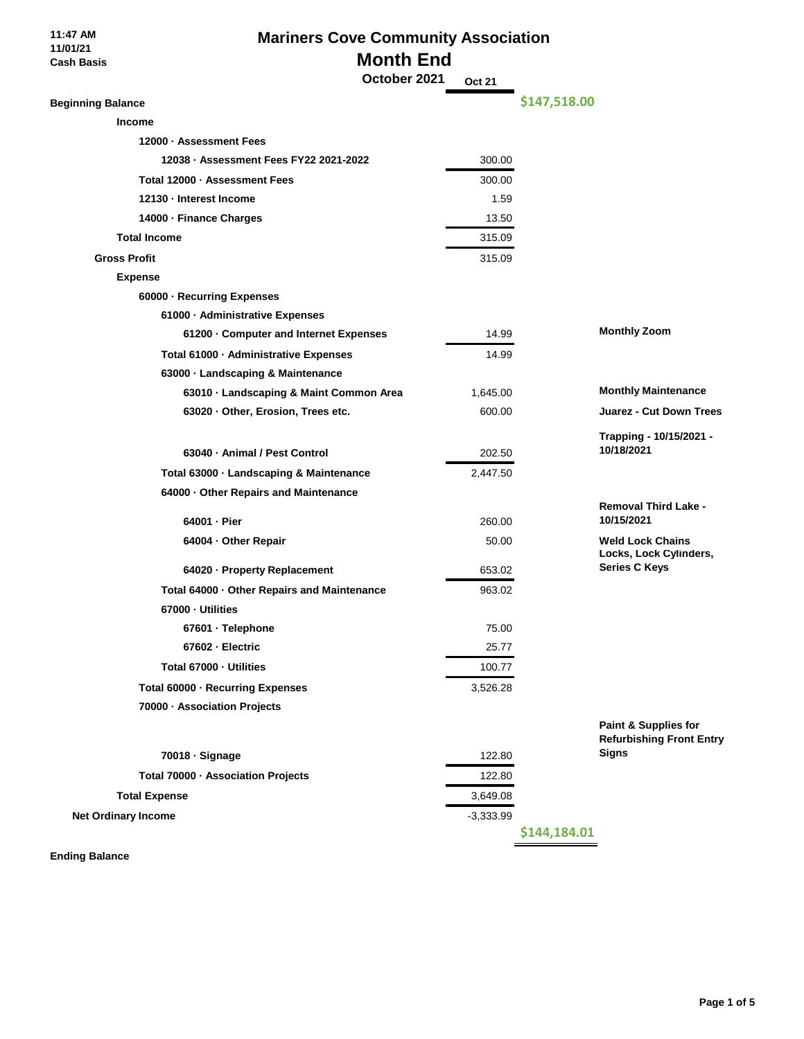11:47 AM
11/01/21
Cash Basis

# Mariners Cove Community Association

## Month End

### October 2021

| | Oct 21 | | |
|---|---|---|---|
| **Beginning Balance** | | **$147,518.00** | |
| **Income** | | | |
| **12000 · Assessment Fees** | | | |
| **12038 · Assessment Fees FY22 2021-2022** | 300.00 | | |
| **Total 12000 · Assessment Fees** | 300.00 | | |
| **12130 · Interest Income** | 1.59 | | |
| **14000 · Finance Charges** | 13.50 | | |
| **Total Income** | 315.09 | | |
| **Gross Profit** | 315.09 | | |
| **Expense** | | | |
| **60000 · Recurring Expenses** | | | |
| **61000 · Administrative Expenses** | | | |
| **61200 · Computer and Internet Expenses** | 14.99 | | **Monthly Zoom** |
| **Total 61000 · Administrative Expenses** | 14.99 | | |
| **63000 · Landscaping & Maintenance** | | | |
| **63010 · Landscaping & Maint Common Area** | 1,645.00 | | **Monthly Maintenance** |
| **63020 · Other, Erosion, Trees etc.** | 600.00 | | **Juarez - Cut Down Trees** |
| **63040 · Animal / Pest Control** | 202.50 | | **Trapping - 10/15/2021 - 10/18/2021** |
| **Total 63000 · Landscaping & Maintenance** | 2,447.50 | | |
| **64000 · Other Repairs and Maintenance** | | | |
| **64001 · Pier** | 260.00 | | **Removal Third Lake - 10/15/2021** |
| **64004 · Other Repair** | 50.00 | | **Weld Lock Chains** |
| **64020 · Property Replacement** | 653.02 | | **Locks, Lock Cylinders, Series C Keys** |
| **Total 64000 · Other Repairs and Maintenance** | 963.02 | | |
| **67000 · Utilities** | | | |
| **67601 · Telephone** | 75.00 | | |
| **67602 · Electric** | 25.77 | | |
| **Total 67000 · Utilities** | 100.77 | | |
| **Total 60000 · Recurring Expenses** | 3,526.28 | | |
| **70000 · Association Projects** | | | |
| **70018 · Signage** | 122.80 | | **Paint & Supplies for Refurbishing Front Entry Signs** |
| **Total 70000 · Association Projects** | 122.80 | | |
| **Total Expense** | 3,649.08 | | |
| **Net Ordinary Income** | -3,333.99 | | |
| **Ending Balance** | | **$144,184.01** | |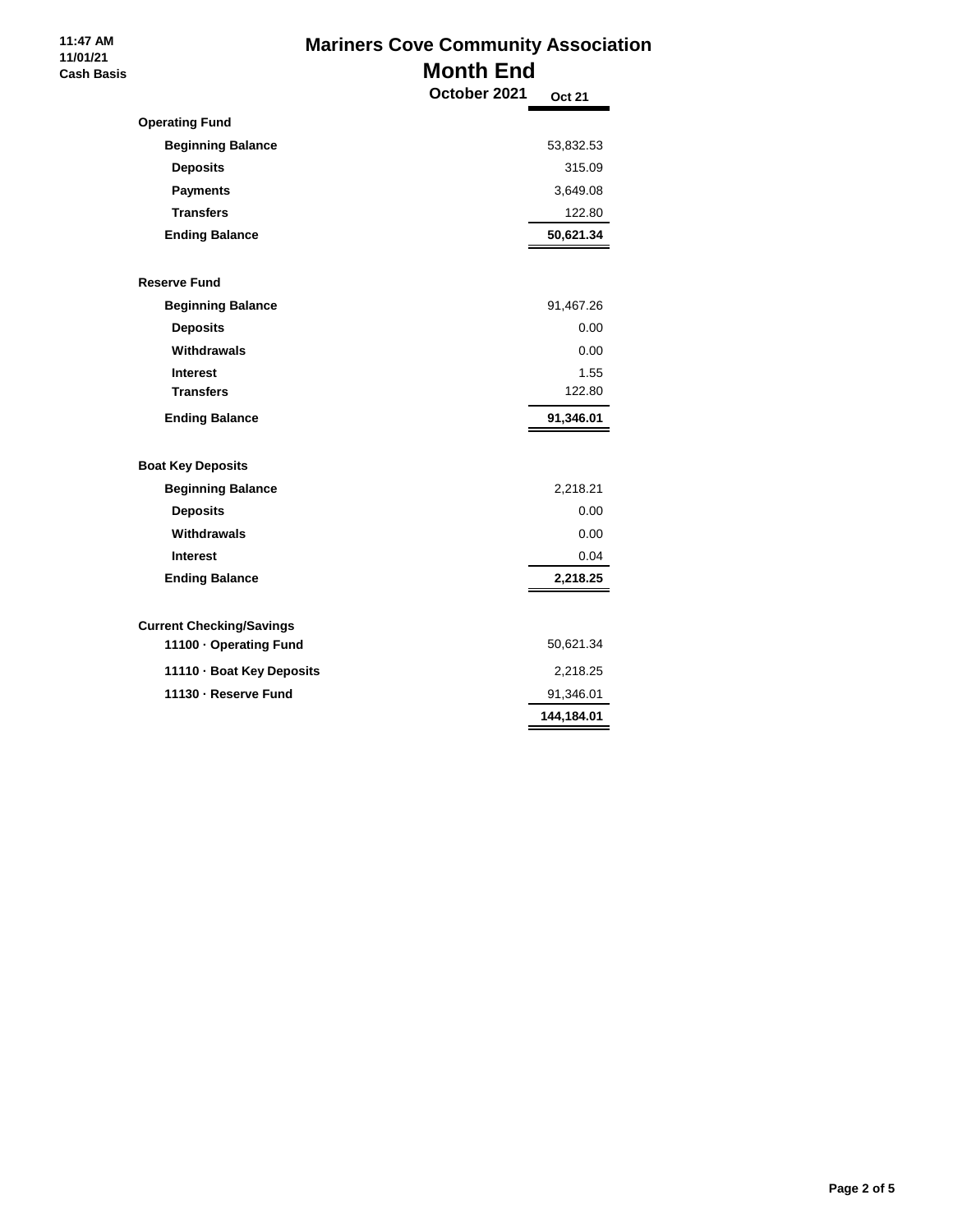11:47 AM
11/01/21
Cash Basis

# Mariners Cove Community Association
## Month End
### October 2021

| | Oct 21 |
|---|---|
| **Operating Fund** | |
| **Beginning Balance** | 53,832.53 |
| **Deposits** | 315.09 |
| **Payments** | 3,649.08 |
| **Transfers** | 122.80 |
| **Ending Balance** | **50,621.34** |
| | |
| **Reserve Fund** | |
| **Beginning Balance** | 91,467.26 |
| **Deposits** | 0.00 |
| **Withdrawals** | 0.00 |
| **Interest** | 1.55 |
| **Transfers** | 122.80 |
| **Ending Balance** | **91,346.01** |
| | |
| **Boat Key Deposits** | |
| **Beginning Balance** | 2,218.21 |
| **Deposits** | 0.00 |
| **Withdrawals** | 0.00 |
| **Interest** | 0.04 |
| **Ending Balance** | **2,218.25** |
| | |
| **Current Checking/Savings** | |
| **11100 · Operating Fund** | 50,621.34 |
| **11110 · Boat Key Deposits** | 2,218.25 |
| **11130 · Reserve Fund** | 91,346.01 |
| | **144,184.01** |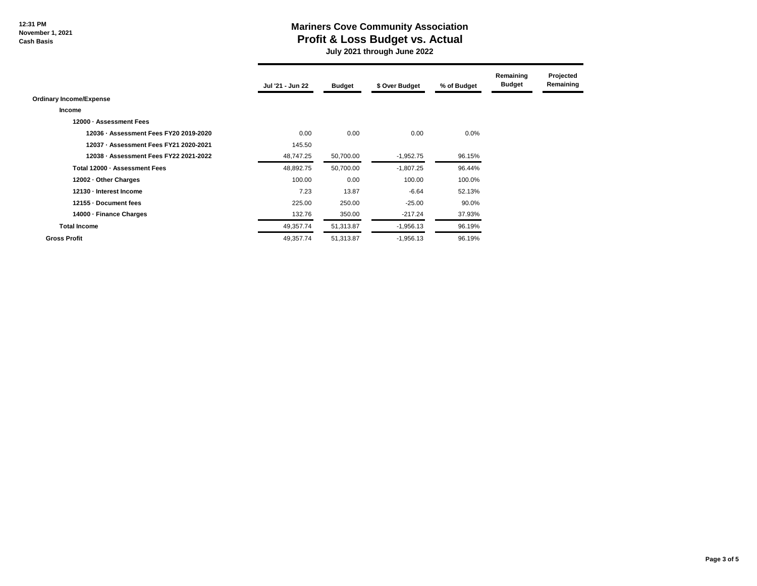# Mariners Cove Community Association
## Profit & Loss Budget vs. Actual
### July 2021 through June 2022

12:31 PM
November 1, 2021
Cash Basis

| | Jul '21 - Jun 22 | Budget | $ Over Budget | % of Budget | Remaining Budget | Projected Remaining |
|---|---|---|---|---|---|---|
| **Ordinary Income/Expense** | | | | | | |
| **Income** | | | | | | |
| **12000 · Assessment Fees** | | | | | | |
| **12036 · Assessment Fees FY20 2019-2020** | 0.00 | 0.00 | 0.00 | 0.0% | | |
| **12037 · Assessment Fees FY21 2020-2021** | 145.50 | | | | | |
| **12038 · Assessment Fees FY22 2021-2022** | 48,747.25 | 50,700.00 | -1,952.75 | 96.15% | | |
| **Total 12000 · Assessment Fees** | 48,892.75 | 50,700.00 | -1,807.25 | 96.44% | | |
| **12002 · Other Charges** | 100.00 | 0.00 | 100.00 | 100.0% | | |
| **12130 · Interest Income** | 7.23 | 13.87 | -6.64 | 52.13% | | |
| **12155 · Document fees** | 225.00 | 250.00 | -25.00 | 90.0% | | |
| **14000 · Finance Charges** | 132.76 | 350.00 | -217.24 | 37.93% | | |
| **Total Income** | 49,357.74 | 51,313.87 | -1,956.13 | 96.19% | | |
| **Gross Profit** | 49,357.74 | 51,313.87 | -1,956.13 | 96.19% | | |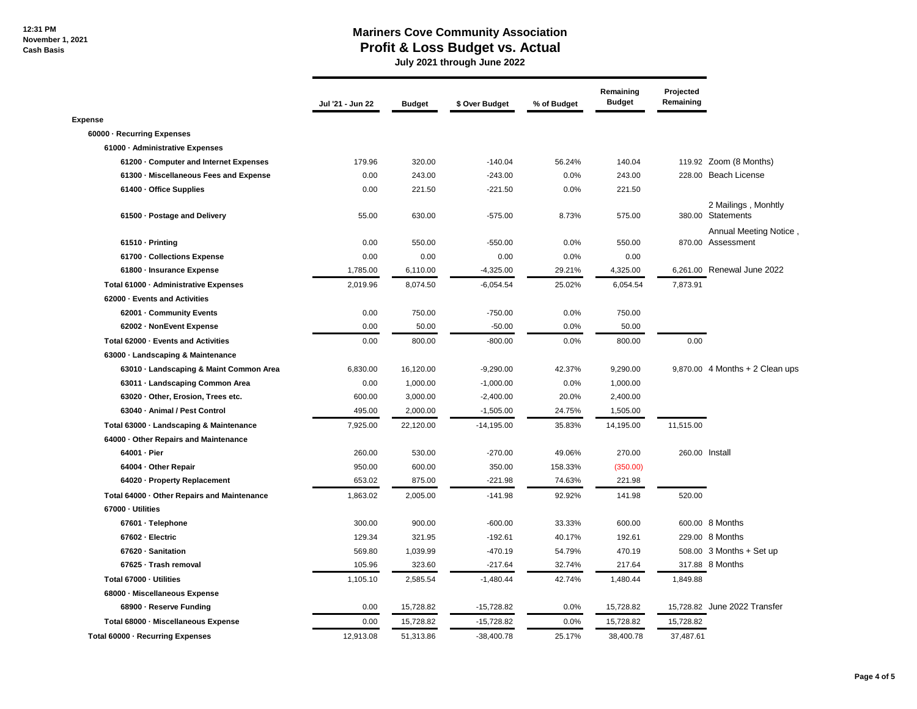12:31 PM
November 1, 2021
Cash Basis

# Mariners Cove Community Association
## Profit & Loss Budget vs. Actual
### July 2021 through June 2022

| | Jul '21 - Jun 22 | Budget | $ Over Budget | % of Budget | Remaining Budget | Projected Remaining | |
|---|---|---|---|---|---|---|---|
| **Expense** | | | | | | | |
| **60000 · Recurring Expenses** | | | | | | | |
| **61000 · Administrative Expenses** | | | | | | | |
| **61200 · Computer and Internet Expenses** | 179.96 | 320.00 | -140.04 | 56.24% | 140.04 | 119.92 | Zoom (8 Months) |
| **61300 · Miscellaneous Fees and Expense** | 0.00 | 243.00 | -243.00 | 0.0% | 243.00 | 228.00 | Beach License |
| **61400 · Office Supplies** | 0.00 | 221.50 | -221.50 | 0.0% | 221.50 | | |
| **61500 · Postage and Delivery** | 55.00 | 630.00 | -575.00 | 8.73% | 575.00 | 380.00 | 2 Mailings , Monhtly Statements |
| **61510 · Printing** | 0.00 | 550.00 | -550.00 | 0.0% | 550.00 | 870.00 | Annual Meeting Notice , Assessment |
| **61700 · Collections Expense** | 0.00 | 0.00 | 0.00 | 0.0% | 0.00 | | |
| **61800 · Insurance Expense** | 1,785.00 | 6,110.00 | -4,325.00 | 29.21% | 4,325.00 | 6,261.00 | Renewal June 2022 |
| **Total 61000 · Administrative Expenses** | 2,019.96 | 8,074.50 | -6,054.54 | 25.02% | 6,054.54 | 7,873.91 | |
| **62000 · Events and Activities** | | | | | | | |
| **62001 · Community Events** | 0.00 | 750.00 | -750.00 | 0.0% | 750.00 | | |
| **62002 · NonEvent Expense** | 0.00 | 50.00 | -50.00 | 0.0% | 50.00 | | |
| **Total 62000 · Events and Activities** | 0.00 | 800.00 | -800.00 | 0.0% | 800.00 | 0.00 | |
| **63000 · Landscaping & Maintenance** | | | | | | | |
| **63010 · Landscaping & Maint Common Area** | 6,830.00 | 16,120.00 | -9,290.00 | 42.37% | 9,290.00 | 9,870.00 | 4 Months + 2 Clean ups |
| **63011 · Landscaping Common Area** | 0.00 | 1,000.00 | -1,000.00 | 0.0% | 1,000.00 | | |
| **63020 · Other, Erosion, Trees etc.** | 600.00 | 3,000.00 | -2,400.00 | 20.0% | 2,400.00 | | |
| **63040 · Animal / Pest Control** | 495.00 | 2,000.00 | -1,505.00 | 24.75% | 1,505.00 | | |
| **Total 63000 · Landscaping & Maintenance** | 7,925.00 | 22,120.00 | -14,195.00 | 35.83% | 14,195.00 | 11,515.00 | |
| **64000 · Other Repairs and Maintenance** | | | | | | | |
| **64001 · Pier** | 260.00 | 530.00 | -270.00 | 49.06% | 270.00 | 260.00 | Install |
| **64004 · Other Repair** | 950.00 | 600.00 | 350.00 | 158.33% | (350.00) | | |
| **64020 · Property Replacement** | 653.02 | 875.00 | -221.98 | 74.63% | 221.98 | | |
| **Total 64000 · Other Repairs and Maintenance** | 1,863.02 | 2,005.00 | -141.98 | 92.92% | 141.98 | 520.00 | |
| **67000 · Utilities** | | | | | | | |
| **67601 · Telephone** | 300.00 | 900.00 | -600.00 | 33.33% | 600.00 | 600.00 | 8 Months |
| **67602 · Electric** | 129.34 | 321.95 | -192.61 | 40.17% | 192.61 | 229.00 | 8 Months |
| **67620 · Sanitation** | 569.80 | 1,039.99 | -470.19 | 54.79% | 470.19 | 508.00 | 3 Months + Set up |
| **67625 · Trash removal** | 105.96 | 323.60 | -217.64 | 32.74% | 217.64 | 317.88 | 8 Months |
| **Total 67000 · Utilities** | 1,105.10 | 2,585.54 | -1,480.44 | 42.74% | 1,480.44 | 1,849.88 | |
| **68000 · Miscellaneous Expense** | | | | | | | |
| **68900 · Reserve Funding** | 0.00 | 15,728.82 | -15,728.82 | 0.0% | 15,728.82 | 15,728.82 | June 2022 Transfer |
| **Total 68000 · Miscellaneous Expense** | 0.00 | 15,728.82 | -15,728.82 | 0.0% | 15,728.82 | 15,728.82 | |
| **Total 60000 · Recurring Expenses** | 12,913.08 | 51,313.86 | -38,400.78 | 25.17% | 38,400.78 | 37,487.61 | |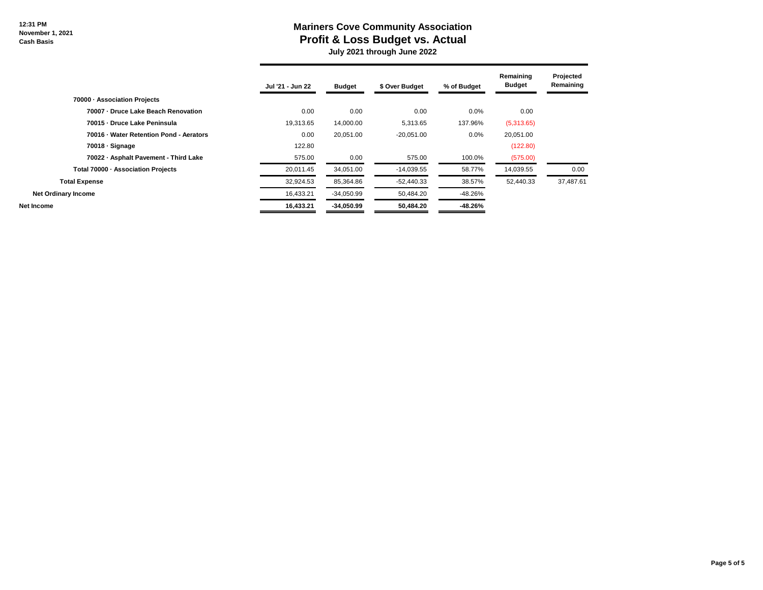12:31 PM
November 1, 2021
Cash Basis

# Mariners Cove Community Association
## Profit & Loss Budget vs. Actual
### July 2021 through June 2022

| | Jul '21 - Jun 22 | Budget | $ Over Budget | % of Budget | Remaining Budget | Projected Remaining |
|---|---|---|---|---|---|---|
| **70000 · Association Projects** | | | | | | |
| **70007 · Druce Lake Beach Renovation** | 0.00 | 0.00 | 0.00 | 0.0% | 0.00 | |
| **70015 · Druce Lake Peninsula** | 19,313.65 | 14,000.00 | 5,313.65 | 137.96% | (5,313.65) | |
| **70016 · Water Retention Pond - Aerators** | 0.00 | 20,051.00 | -20,051.00 | 0.0% | 20,051.00 | |
| **70018 · Signage** | 122.80 | | | | (122.80) | |
| **70022 · Asphalt Pavement - Third Lake** | 575.00 | 0.00 | 575.00 | 100.0% | (575.00) | |
| **Total 70000 · Association Projects** | 20,011.45 | 34,051.00 | -14,039.55 | 58.77% | 14,039.55 | 0.00 |
| **Total Expense** | 32,924.53 | 85,364.86 | -52,440.33 | 38.57% | 52,440.33 | 37,487.61 |
| **Net Ordinary Income** | 16,433.21 | -34,050.99 | 50,484.20 | -48.26% | | |
| **Net Income** | **16,433.21** | **-34,050.99** | **50,484.20** | **-48.26%** | | |